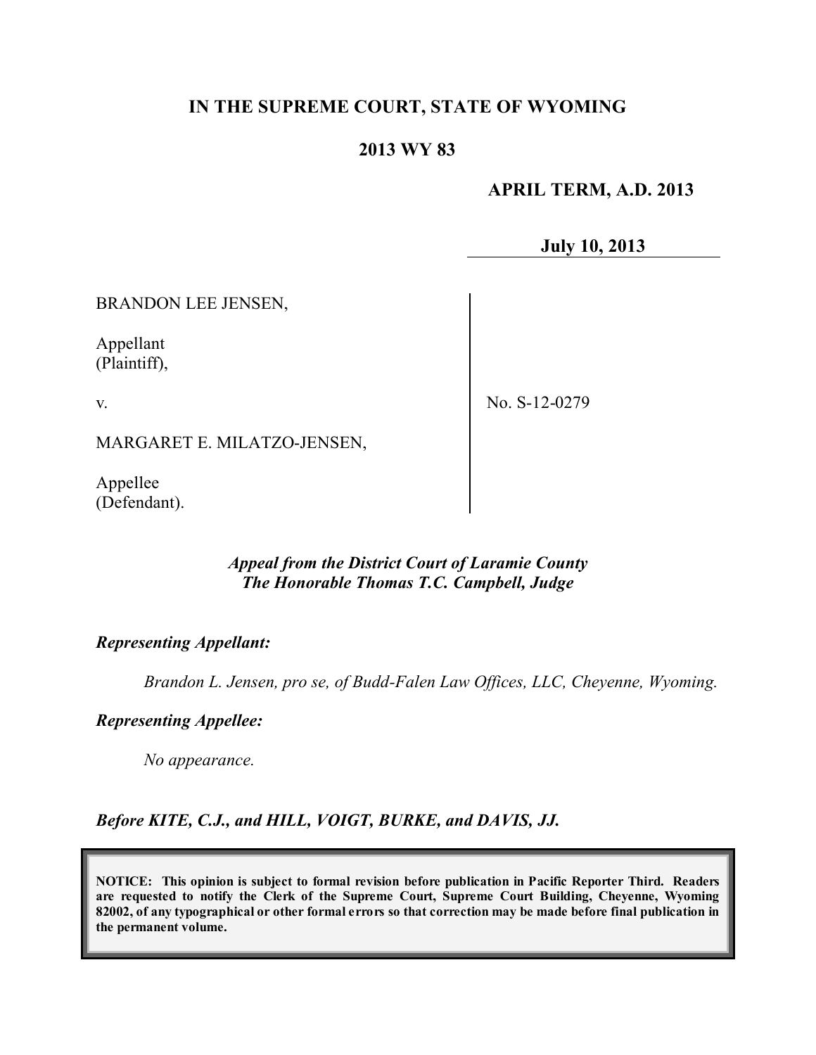# IN THE SUPREME COURT, STATE OF WYOMING

## 2013 WY 83

**APRIL TERM, A.D. 2013**

**July 10, 2013**

BRANDON LEE JENSEN,

Appellant
(Plaintiff),

v.

MARGARET E. MILATZO-JENSEN,

Appellee
(Defendant).

No. S-12-0279

*Appeal from the District Court of Laramie County*
*The Honorable Thomas T.C. Campbell, Judge*

***Representing Appellant:***

*Brandon L. Jensen, pro se, of Budd-Falen Law Offices, LLC, Cheyenne, Wyoming.*

***Representing Appellee:***

*No appearance.*

***Before KITE, C.J., and HILL, VOIGT, BURKE, and DAVIS, JJ.***

**NOTICE: This opinion is subject to formal revision before publication in Pacific Reporter Third. Readers are requested to notify the Clerk of the Supreme Court, Supreme Court Building, Cheyenne, Wyoming 82002, of any typographical or other formal errors so that correction may be made before final publication in the permanent volume.**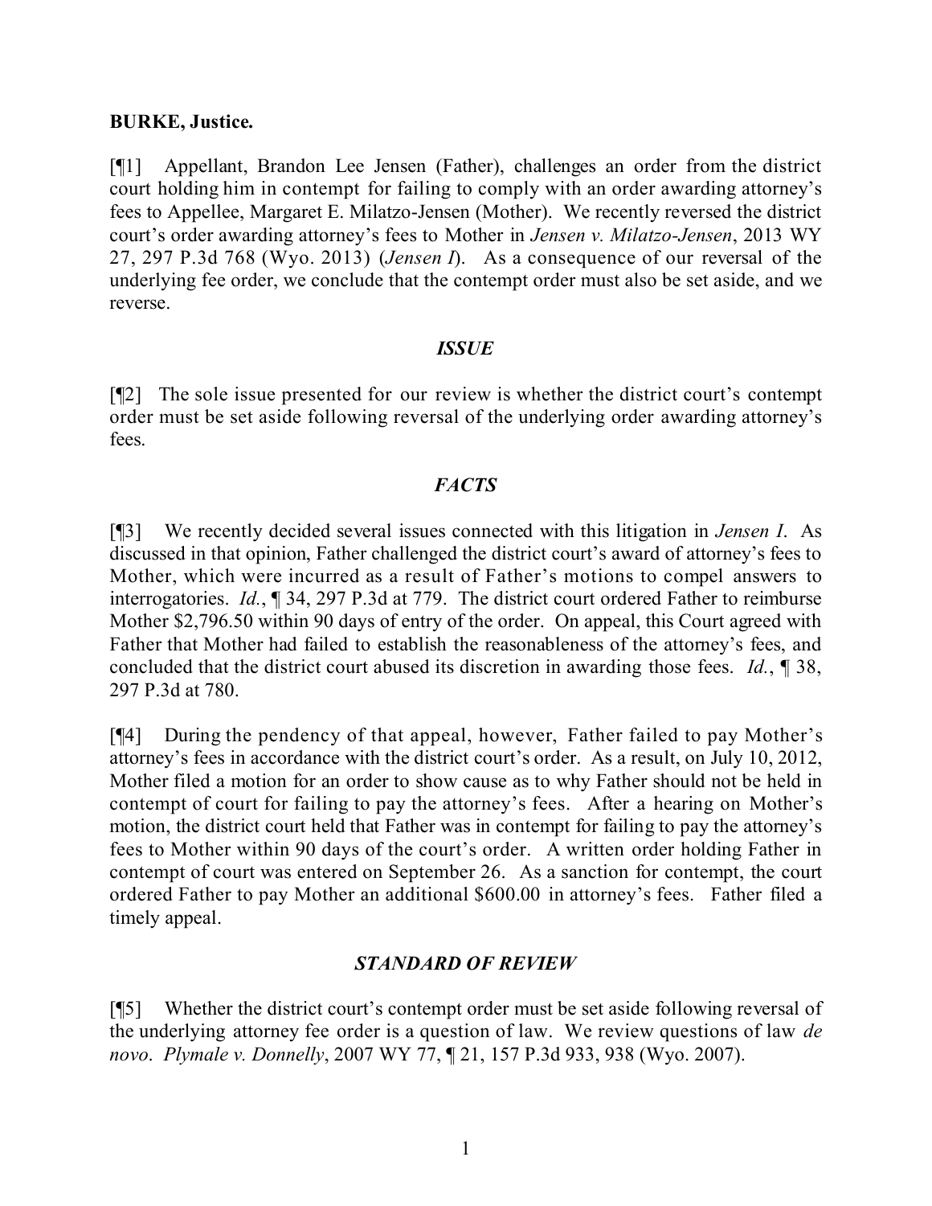**BURKE, Justice.**

[¶1] Appellant, Brandon Lee Jensen (Father), challenges an order from the district court holding him in contempt for failing to comply with an order awarding attorney's fees to Appellee, Margaret E. Milatzo-Jensen (Mother). We recently reversed the district court's order awarding attorney's fees to Mother in *Jensen v. Milatzo-Jensen*, 2013 WY 27, 297 P.3d 768 (Wyo. 2013) (*Jensen I*). As a consequence of our reversal of the underlying fee order, we conclude that the contempt order must also be set aside, and we reverse.

### *ISSUE*

[¶2] The sole issue presented for our review is whether the district court's contempt order must be set aside following reversal of the underlying order awarding attorney's fees.

### *FACTS*

[¶3] We recently decided several issues connected with this litigation in *Jensen I*. As discussed in that opinion, Father challenged the district court's award of attorney's fees to Mother, which were incurred as a result of Father's motions to compel answers to interrogatories. *Id.*, ¶ 34, 297 P.3d at 779. The district court ordered Father to reimburse Mother $2,796.50 within 90 days of entry of the order. On appeal, this Court agreed with Father that Mother had failed to establish the reasonableness of the attorney's fees, and concluded that the district court abused its discretion in awarding those fees. *Id.*, ¶ 38, 297 P.3d at 780.

[¶4] During the pendency of that appeal, however, Father failed to pay Mother's attorney's fees in accordance with the district court's order. As a result, on July 10, 2012, Mother filed a motion for an order to show cause as to why Father should not be held in contempt of court for failing to pay the attorney's fees. After a hearing on Mother's motion, the district court held that Father was in contempt for failing to pay the attorney's fees to Mother within 90 days of the court's order. A written order holding Father in contempt of court was entered on September 26. As a sanction for contempt, the court ordered Father to pay Mother an additional $600.00 in attorney's fees. Father filed a timely appeal.

### *STANDARD OF REVIEW*

[¶5] Whether the district court's contempt order must be set aside following reversal of the underlying attorney fee order is a question of law. We review questions of law *de novo*. *Plymale v. Donnelly*, 2007 WY 77, ¶ 21, 157 P.3d 933, 938 (Wyo. 2007).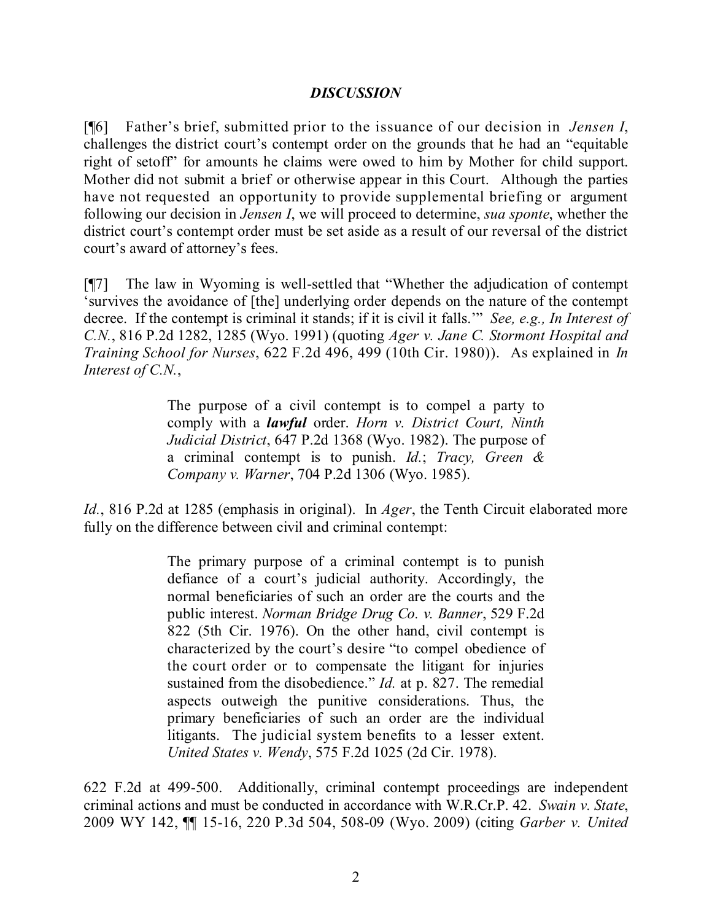## *DISCUSSION*

[¶6] Father's brief, submitted prior to the issuance of our decision in *Jensen I*, challenges the district court's contempt order on the grounds that he had an "equitable right of setoff" for amounts he claims were owed to him by Mother for child support. Mother did not submit a brief or otherwise appear in this Court. Although the parties have not requested an opportunity to provide supplemental briefing or argument following our decision in *Jensen I*, we will proceed to determine, *sua sponte*, whether the district court's contempt order must be set aside as a result of our reversal of the district court's award of attorney's fees.

[¶7] The law in Wyoming is well-settled that "Whether the adjudication of contempt 'survives the avoidance of [the] underlying order depends on the nature of the contempt decree. If the contempt is criminal it stands; if it is civil it falls.'" *See, e.g., In Interest of C.N.*, 816 P.2d 1282, 1285 (Wyo. 1991) (quoting *Ager v. Jane C. Stormont Hospital and Training School for Nurses*, 622 F.2d 496, 499 (10th Cir. 1980)). As explained in *In Interest of C.N.*,

> The purpose of a civil contempt is to compel a party to comply with a ***lawful*** order. *Horn v. District Court, Ninth Judicial District*, 647 P.2d 1368 (Wyo. 1982). The purpose of a criminal contempt is to punish. *Id.*; *Tracy, Green & Company v. Warner*, 704 P.2d 1306 (Wyo. 1985).

*Id.*, 816 P.2d at 1285 (emphasis in original). In *Ager*, the Tenth Circuit elaborated more fully on the difference between civil and criminal contempt:

> The primary purpose of a criminal contempt is to punish defiance of a court's judicial authority. Accordingly, the normal beneficiaries of such an order are the courts and the public interest. *Norman Bridge Drug Co. v. Banner*, 529 F.2d 822 (5th Cir. 1976). On the other hand, civil contempt is characterized by the court's desire "to compel obedience of the court order or to compensate the litigant for injuries sustained from the disobedience." *Id.* at p. 827. The remedial aspects outweigh the punitive considerations. Thus, the primary beneficiaries of such an order are the individual litigants. The judicial system benefits to a lesser extent. *United States v. Wendy*, 575 F.2d 1025 (2d Cir. 1978).

622 F.2d at 499-500. Additionally, criminal contempt proceedings are independent criminal actions and must be conducted in accordance with W.R.Cr.P. 42. *Swain v. State*, 2009 WY 142, ¶¶ 15-16, 220 P.3d 504, 508-09 (Wyo. 2009) (citing *Garber v. United*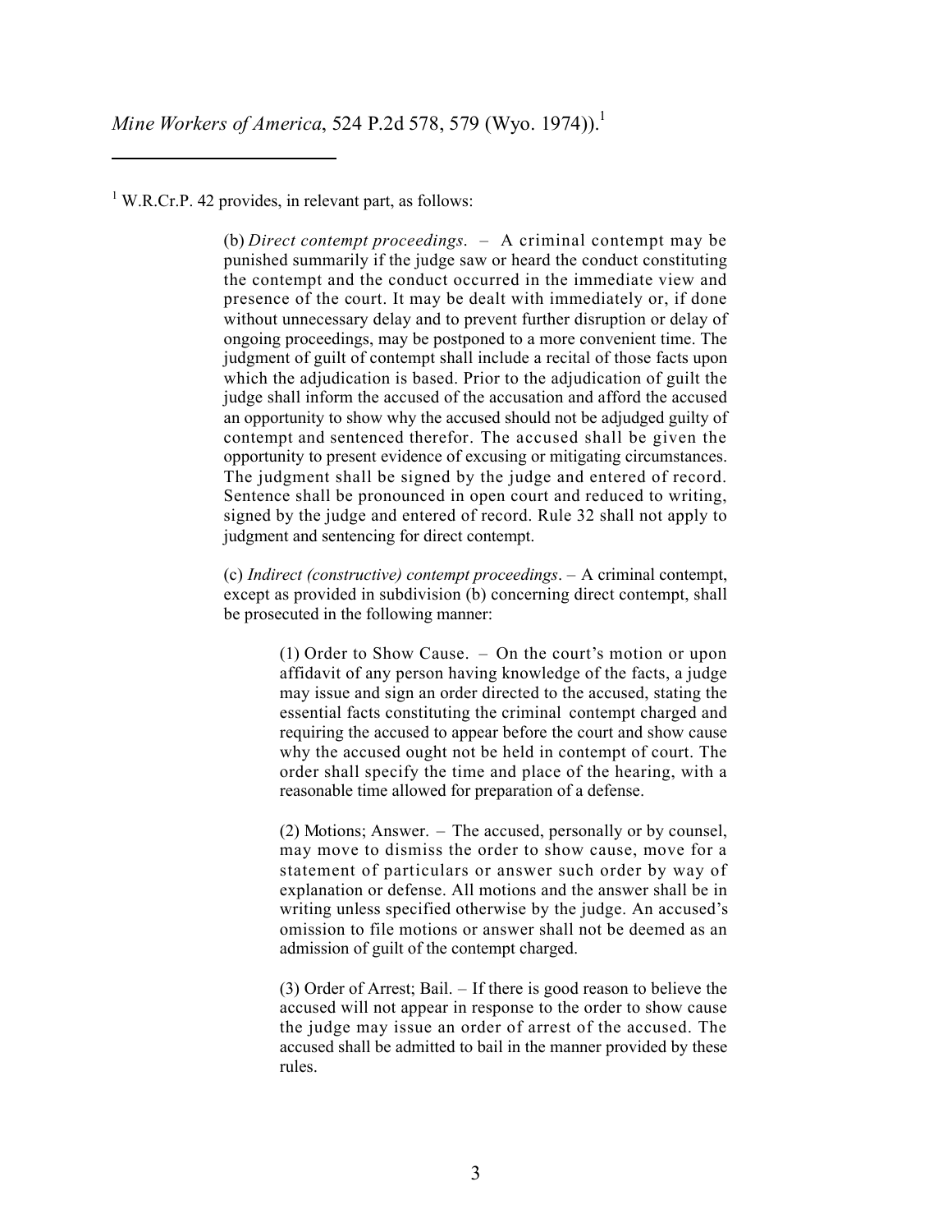*Mine Workers of America*, 524 P.2d 578, 579 (Wyo. 1974)).[1]

---

[1] W.R.Cr.P. 42 provides, in relevant part, as follows:

> (b) *Direct contempt proceedings*. – A criminal contempt may be punished summarily if the judge saw or heard the conduct constituting the contempt and the conduct occurred in the immediate view and presence of the court. It may be dealt with immediately or, if done without unnecessary delay and to prevent further disruption or delay of ongoing proceedings, may be postponed to a more convenient time. The judgment of guilt of contempt shall include a recital of those facts upon which the adjudication is based. Prior to the adjudication of guilt the judge shall inform the accused of the accusation and afford the accused an opportunity to show why the accused should not be adjudged guilty of contempt and sentenced therefor. The accused shall be given the opportunity to present evidence of excusing or mitigating circumstances. The judgment shall be signed by the judge and entered of record. Sentence shall be pronounced in open court and reduced to writing, signed by the judge and entered of record. Rule 32 shall not apply to judgment and sentencing for direct contempt.
>
> (c) *Indirect (constructive) contempt proceedings*. – A criminal contempt, except as provided in subdivision (b) concerning direct contempt, shall be prosecuted in the following manner:
>
> > (1) Order to Show Cause. – On the court's motion or upon affidavit of any person having knowledge of the facts, a judge may issue and sign an order directed to the accused, stating the essential facts constituting the criminal contempt charged and requiring the accused to appear before the court and show cause why the accused ought not be held in contempt of court. The order shall specify the time and place of the hearing, with a reasonable time allowed for preparation of a defense.
> >
> > (2) Motions; Answer. – The accused, personally or by counsel, may move to dismiss the order to show cause, move for a statement of particulars or answer such order by way of explanation or defense. All motions and the answer shall be in writing unless specified otherwise by the judge. An accused's omission to file motions or answer shall not be deemed as an admission of guilt of the contempt charged.
> >
> > (3) Order of Arrest; Bail. – If there is good reason to believe the accused will not appear in response to the order to show cause the judge may issue an order of arrest of the accused. The accused shall be admitted to bail in the manner provided by these rules.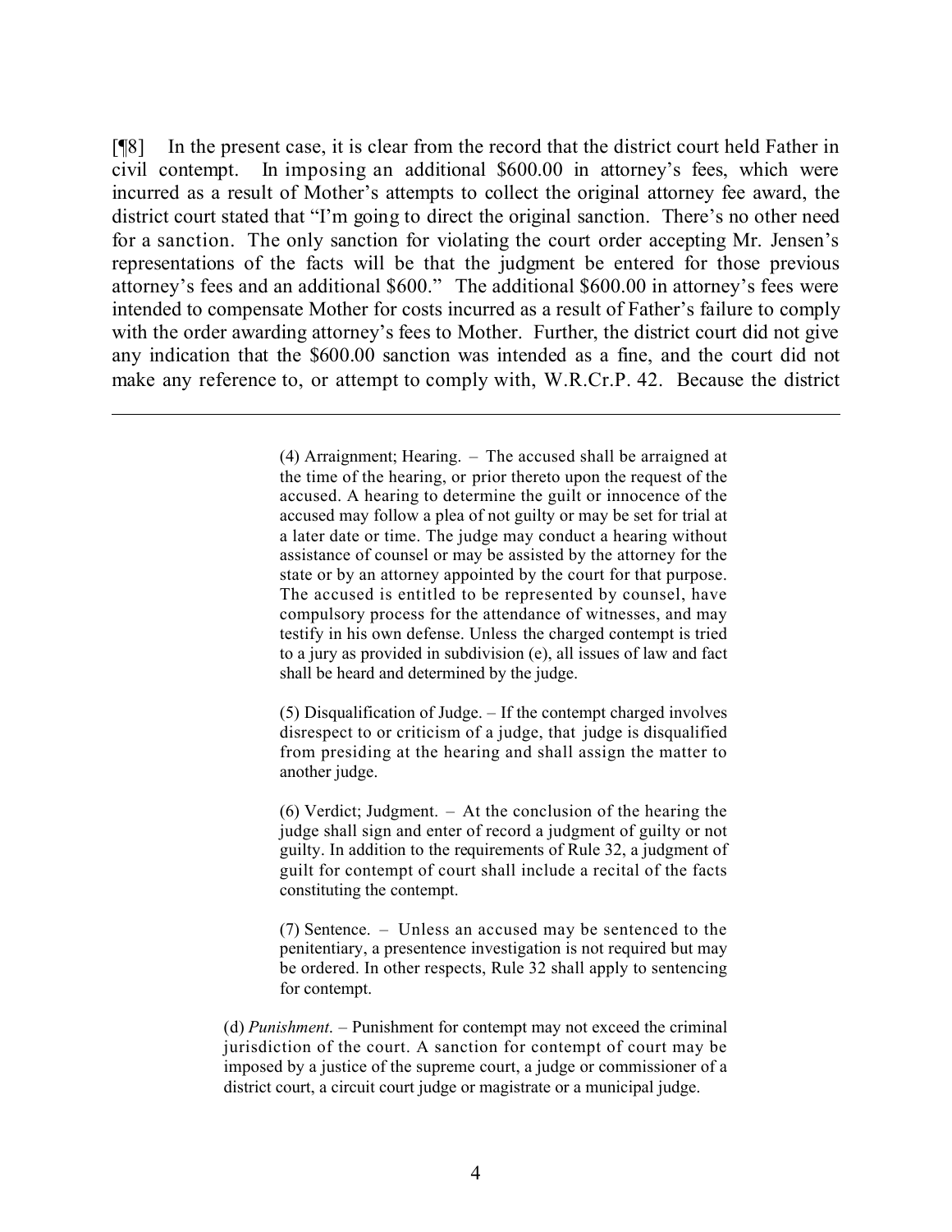[¶8] In the present case, it is clear from the record that the district court held Father in civil contempt. In imposing an additional $600.00 in attorney's fees, which were incurred as a result of Mother's attempts to collect the original attorney fee award, the district court stated that "I'm going to direct the original sanction. There's no other need for a sanction. The only sanction for violating the court order accepting Mr. Jensen's representations of the facts will be that the judgment be entered for those previous attorney's fees and an additional $600." The additional $600.00 in attorney's fees were intended to compensate Mother for costs incurred as a result of Father's failure to comply with the order awarding attorney's fees to Mother. Further, the district court did not give any indication that the $600.00 sanction was intended as a fine, and the court did not make any reference to, or attempt to comply with, W.R.Cr.P. 42. Because the district

---

> (4) Arraignment; Hearing. – The accused shall be arraigned at the time of the hearing, or prior thereto upon the request of the accused. A hearing to determine the guilt or innocence of the accused may follow a plea of not guilty or may be set for trial at a later date or time. The judge may conduct a hearing without assistance of counsel or may be assisted by the attorney for the state or by an attorney appointed by the court for that purpose. The accused is entitled to be represented by counsel, have compulsory process for the attendance of witnesses, and may testify in his own defense. Unless the charged contempt is tried to a jury as provided in subdivision (e), all issues of law and fact shall be heard and determined by the judge.
>
> (5) Disqualification of Judge. – If the contempt charged involves disrespect to or criticism of a judge, that judge is disqualified from presiding at the hearing and shall assign the matter to another judge.
>
> (6) Verdict; Judgment. – At the conclusion of the hearing the judge shall sign and enter of record a judgment of guilty or not guilty. In addition to the requirements of Rule 32, a judgment of guilt for contempt of court shall include a recital of the facts constituting the contempt.
>
> (7) Sentence. – Unless an accused may be sentenced to the penitentiary, a presentence investigation is not required but may be ordered. In other respects, Rule 32 shall apply to sentencing for contempt.
>
> (d) *Punishment*. – Punishment for contempt may not exceed the criminal jurisdiction of the court. A sanction for contempt of court may be imposed by a justice of the supreme court, a judge or commissioner of a district court, a circuit court judge or magistrate or a municipal judge.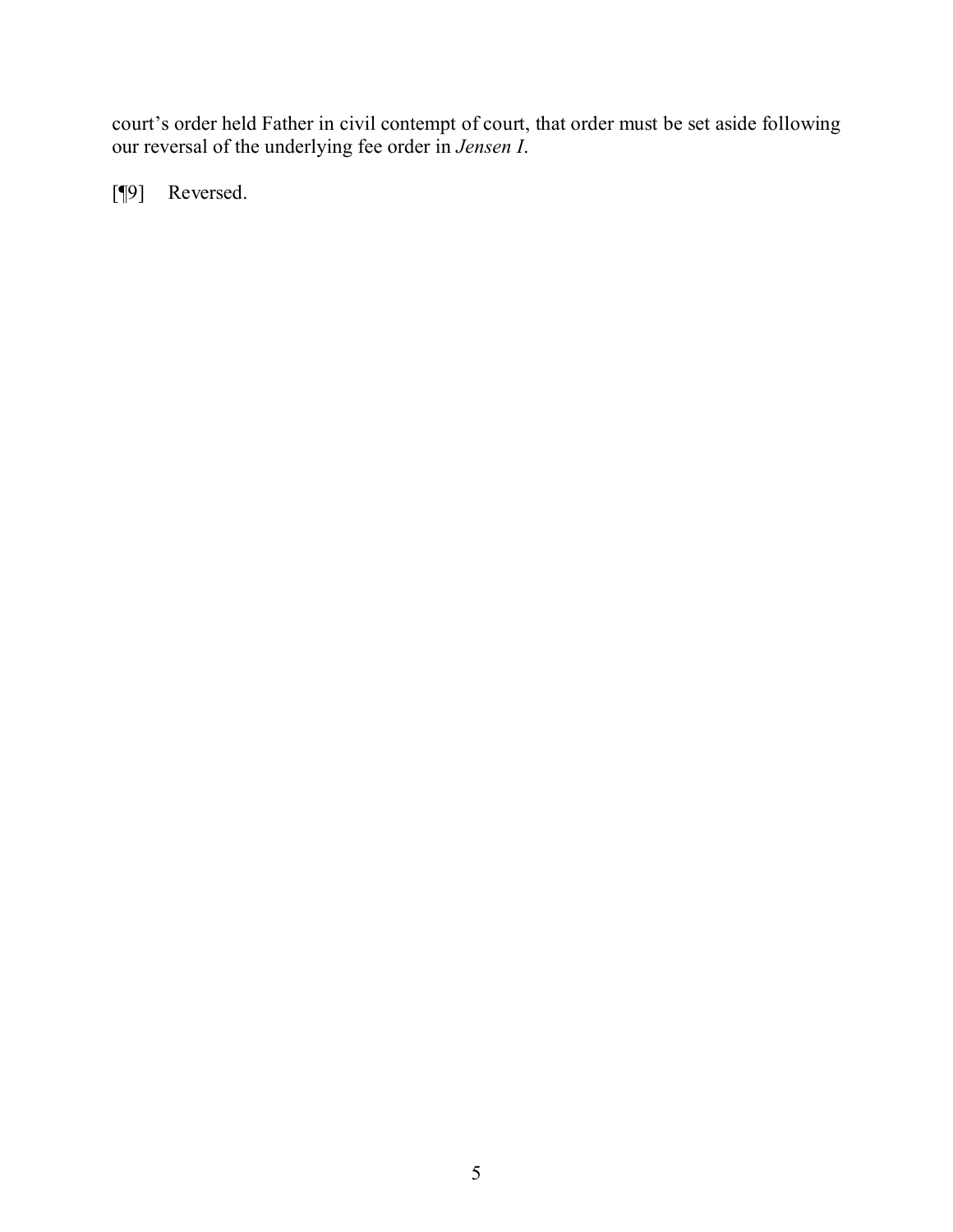court's order held Father in civil contempt of court, that order must be set aside following our reversal of the underlying fee order in *Jensen I*.

[¶9] Reversed.